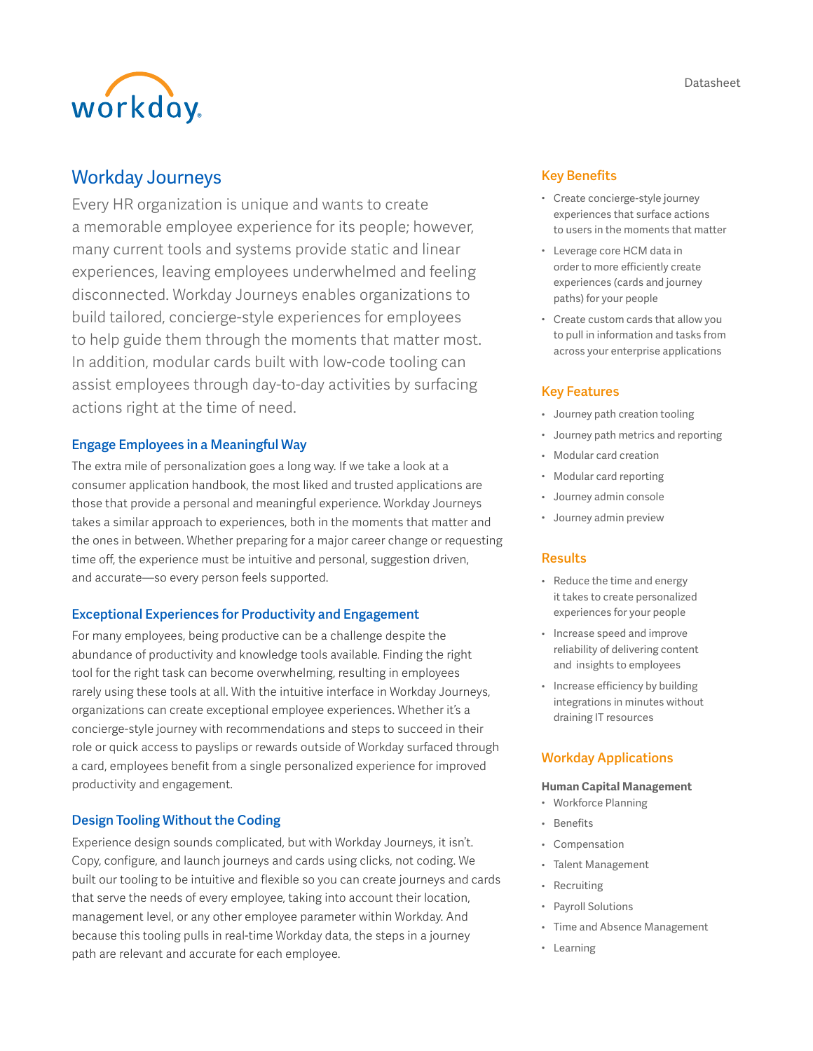Datasheet

# Workday Journeys

Every HR organization is unique and wants to create a memorable employee experience for its people; however, many current tools and systems provide static and linear experiences, leaving employees underwhelmed and feeling disconnected. Workday Journeys enables organizations to build tailored, concierge-style experiences for employees to help guide them through the moments that matter most. In addition, modular cards built with low-code tooling can assist employees through day-to-day activities by surfacing actions right at the time of need.

## Engage Employees in a Meaningful Way

The extra mile of personalization goes a long way. If we take a look at a consumer application handbook, the most liked and trusted applications are those that provide a personal and meaningful experience. Workday Journeys takes a similar approach to experiences, both in the moments that matter and the ones in between. Whether preparing for a major career change or requesting time off, the experience must be intuitive and personal, suggestion driven, and accurate—so every person feels supported.

## Exceptional Experiences for Productivity and Engagement

For many employees, being productive can be a challenge despite the abundance of productivity and knowledge tools available. Finding the right tool for the right task can become overwhelming, resulting in employees rarely using these tools at all. With the intuitive interface in Workday Journeys, organizations can create exceptional employee experiences. Whether it's a concierge-style journey with recommendations and steps to succeed in their role or quick access to payslips or rewards outside of Workday surfaced through a card, employees benefit from a single personalized experience for improved productivity and engagement.

## Design Tooling Without the Coding

Experience design sounds complicated, but with Workday Journeys, it isn't. Copy, configure, and launch journeys and cards using clicks, not coding. We built our tooling to be intuitive and flexible so you can create journeys and cards that serve the needs of every employee, taking into account their location, management level, or any other employee parameter within Workday. And because this tooling pulls in real-time Workday data, the steps in a journey path are relevant and accurate for each employee.

## Key Benefits

- Create concierge-style journey experiences that surface actions to users in the moments that matter
- Leverage core HCM data in order to more efficiently create experiences (cards and journey paths) for your people
- Create custom cards that allow you to pull in information and tasks from across your enterprise applications

## Key Features

- Journey path creation tooling
- Journey path metrics and reporting
- Modular card creation
- Modular card reporting
- Journey admin console
- Journey admin preview

## Results

- Reduce the time and energy it takes to create personalized experiences for your people
- Increase speed and improve reliability of delivering content and insights to employees
- Increase efficiency by building integrations in minutes without draining IT resources

## Workday Applications

**Human Capital Management**

- Workforce Planning
- Benefits
- Compensation
- Talent Management
- Recruiting
- Payroll Solutions
- Time and Absence Management
- Learning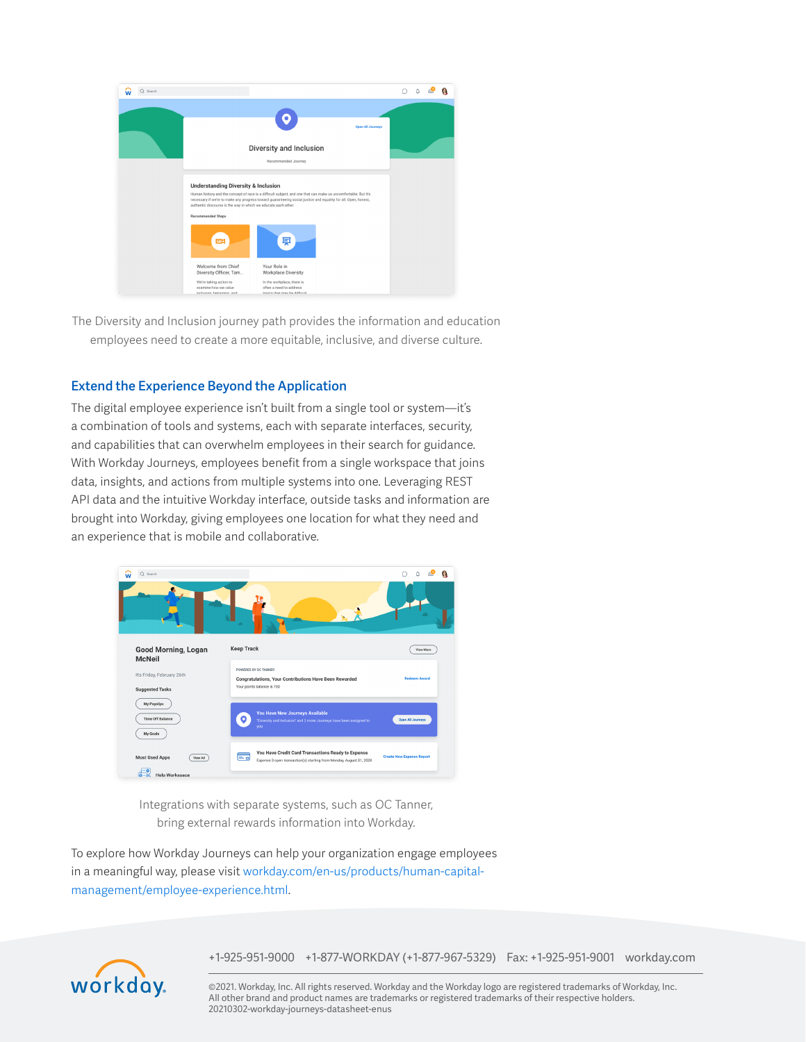The Diversity and Inclusion journey path provides the information and education employees need to create a more equitable, inclusive, and diverse culture.

## Extend the Experience Beyond the Application

The digital employee experience isn't built from a single tool or system—it's a combination of tools and systems, each with separate interfaces, security, and capabilities that can overwhelm employees in their search for guidance. With Workday Journeys, employees benefit from a single workspace that joins data, insights, and actions from multiple systems into one. Leveraging REST API data and the intuitive Workday interface, outside tasks and information are brought into Workday, giving employees one location for what they need and an experience that is mobile and collaborative.

Integrations with separate systems, such as OC Tanner, bring external rewards information into Workday.

To explore how Workday Journeys can help your organization engage employees in a meaningful way, please visit workday.com/en-us/products/human-capital-management/employee-experience.html.

+1-925-951-9000 +1-877-WORKDAY (+1-877-967-5329) Fax: +1-925-951-9001 workday.com

©2021. Workday, Inc. All rights reserved. Workday and the Workday logo are registered trademarks of Workday, Inc. All other brand and product names are trademarks or registered trademarks of their respective holders.
20210302-workday-journeys-datasheet-enus